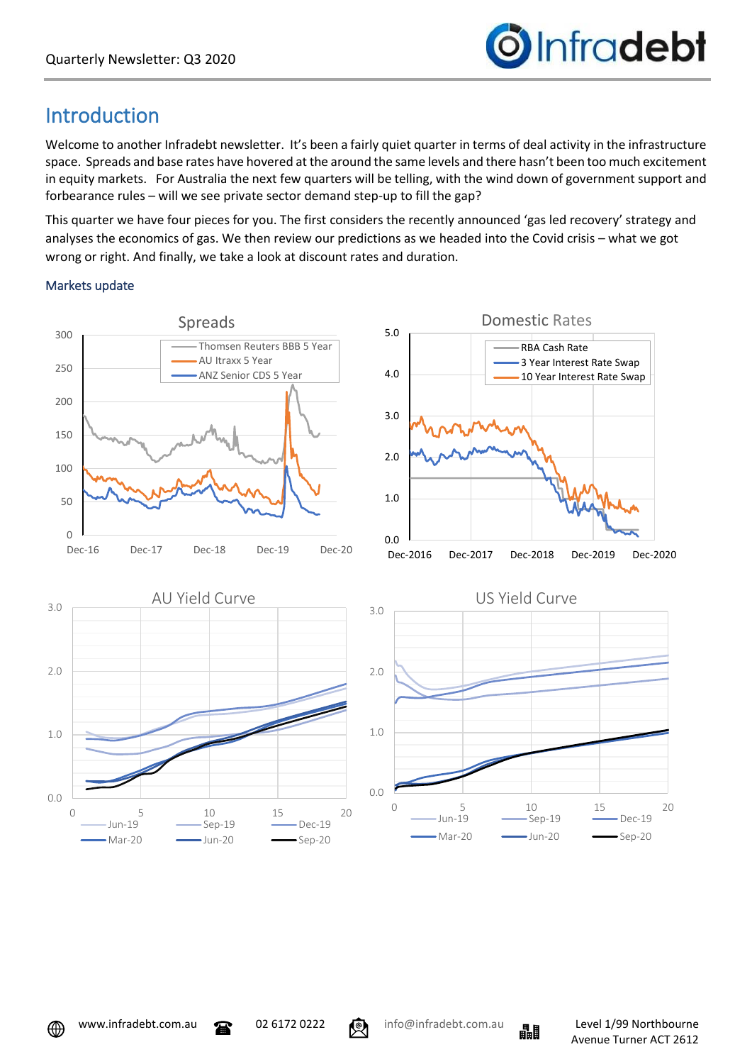# Introduction

Welcome to another Infradebt newsletter. It's been a fairly quiet quarter in terms of deal activity in the infrastructure space. Spreads and base rates have hovered at the around the same levels and there hasn't been too much excitement in equity markets. For Australia the next few quarters will be telling, with the wind down of government support and forbearance rules – will we see private sector demand step-up to fill the gap?

This quarter we have four pieces for you. The first considers the recently announced 'gas led recovery' strategy and analyses the economics of gas. We then review our predictions as we headed into the Covid crisis – what we got wrong or right. And finally, we take a look at discount rates and duration.

### Markets update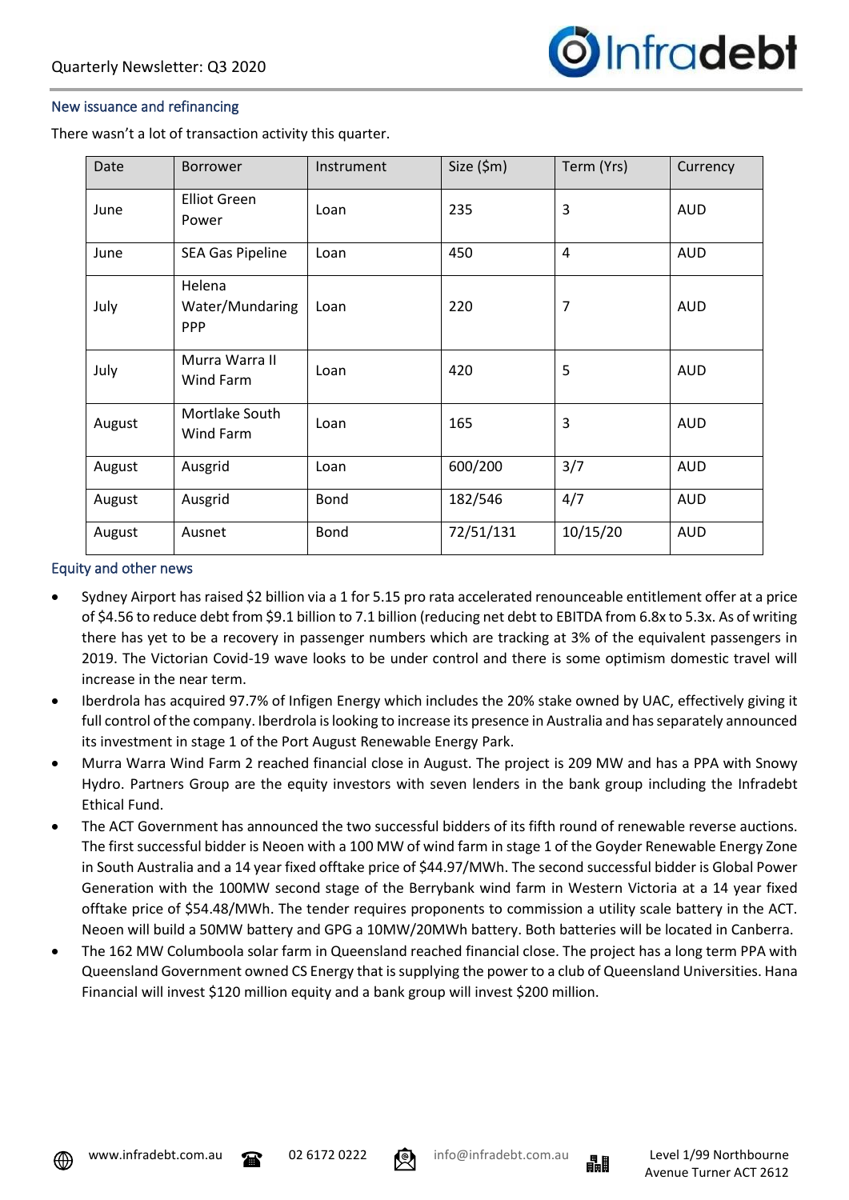## New issuance and refinancing

There wasn't a lot of transaction activity this quarter.

| Date | Borrower | Instrument | Size ($m) | Term (Yrs) | Currency |
|---|---|---|---|---|---|
| June | Elliot Green Power | Loan | 235 | 3 | AUD |
| June | SEA Gas Pipeline | Loan | 450 | 4 | AUD |
| July | Helena Water/Mundaring PPP | Loan | 220 | 7 | AUD |
| July | Murra Warra II Wind Farm | Loan | 420 | 5 | AUD |
| August | Mortlake South Wind Farm | Loan | 165 | 3 | AUD |
| August | Ausgrid | Loan | 600/200 | 3/7 | AUD |
| August | Ausgrid | Bond | 182/546 | 4/7 | AUD |
| August | Ausnet | Bond | 72/51/131 | 10/15/20 | AUD |

## Equity and other news

- Sydney Airport has raised $2 billion via a 1 for 5.15 pro rata accelerated renounceable entitlement offer at a price of $4.56 to reduce debt from $9.1 billion to 7.1 billion (reducing net debt to EBITDA from 6.8x to 5.3x. As of writing there has yet to be a recovery in passenger numbers which are tracking at 3% of the equivalent passengers in 2019. The Victorian Covid-19 wave looks to be under control and there is some optimism domestic travel will increase in the near term.
- Iberdrola has acquired 97.7% of Infigen Energy which includes the 20% stake owned by UAC, effectively giving it full control of the company. Iberdrola is looking to increase its presence in Australia and has separately announced its investment in stage 1 of the Port August Renewable Energy Park.
- Murra Warra Wind Farm 2 reached financial close in August. The project is 209 MW and has a PPA with Snowy Hydro. Partners Group are the equity investors with seven lenders in the bank group including the Infradebt Ethical Fund.
- The ACT Government has announced the two successful bidders of its fifth round of renewable reverse auctions. The first successful bidder is Neoen with a 100 MW of wind farm in stage 1 of the Goyder Renewable Energy Zone in South Australia and a 14 year fixed offtake price of $44.97/MWh. The second successful bidder is Global Power Generation with the 100MW second stage of the Berrybank wind farm in Western Victoria at a 14 year fixed offtake price of $54.48/MWh. The tender requires proponents to commission a utility scale battery in the ACT. Neoen will build a 50MW battery and GPG a 10MW/20MWh battery. Both batteries will be located in Canberra.
- The 162 MW Columboola solar farm in Queensland reached financial close. The project has a long term PPA with Queensland Government owned CS Energy that is supplying the power to a club of Queensland Universities. Hana Financial will invest $120 million equity and a bank group will invest $200 million.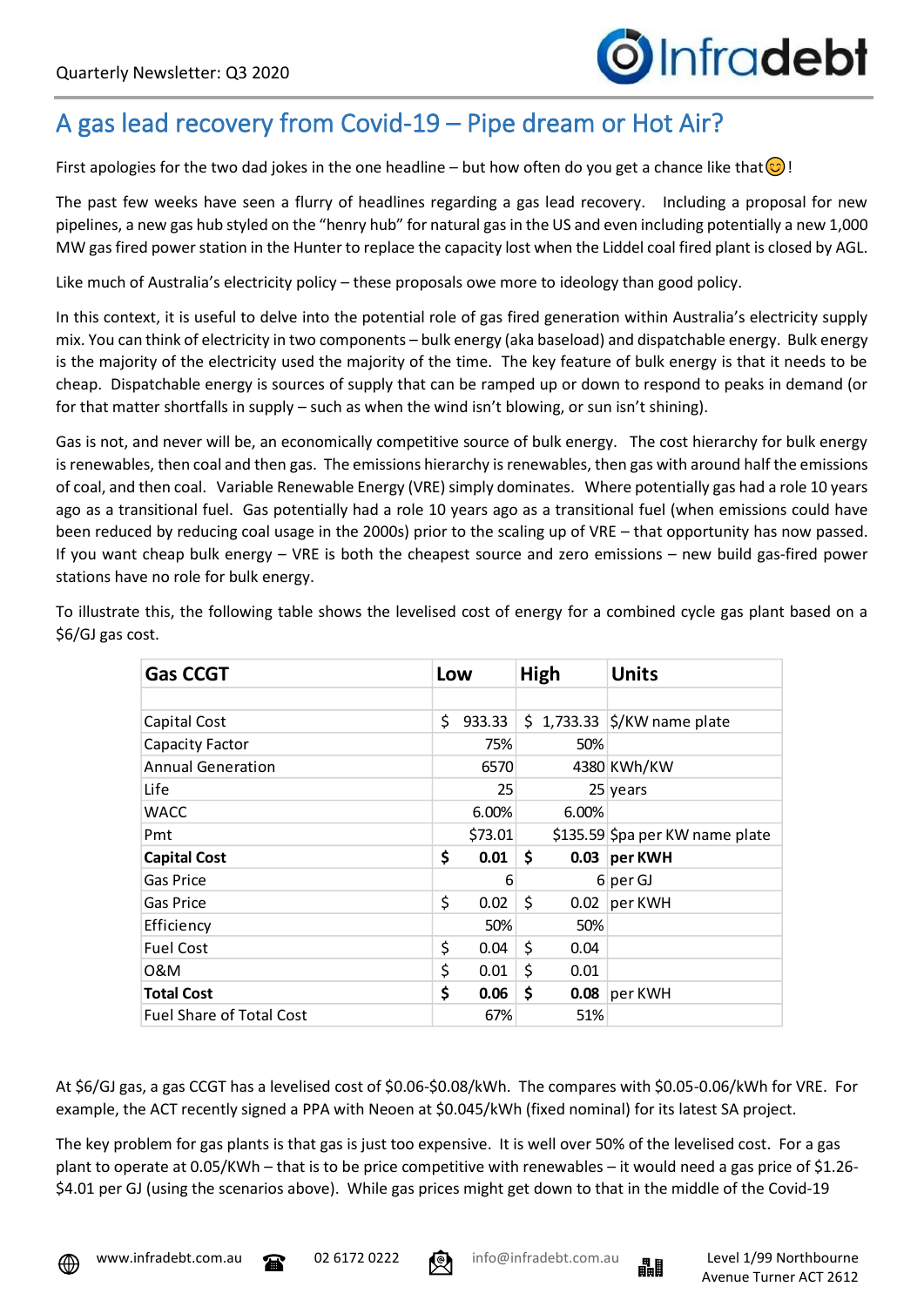# A gas lead recovery from Covid-19 – Pipe dream or Hot Air?

First apologies for the two dad jokes in the one headline – but how often do you get a chance like that😊!

The past few weeks have seen a flurry of headlines regarding a gas lead recovery. Including a proposal for new pipelines, a new gas hub styled on the "henry hub" for natural gas in the US and even including potentially a new 1,000 MW gas fired power station in the Hunter to replace the capacity lost when the Liddel coal fired plant is closed by AGL.

Like much of Australia's electricity policy – these proposals owe more to ideology than good policy.

In this context, it is useful to delve into the potential role of gas fired generation within Australia's electricity supply mix. You can think of electricity in two components – bulk energy (aka baseload) and dispatchable energy. Bulk energy is the majority of the electricity used the majority of the time. The key feature of bulk energy is that it needs to be cheap. Dispatchable energy is sources of supply that can be ramped up or down to respond to peaks in demand (or for that matter shortfalls in supply – such as when the wind isn't blowing, or sun isn't shining).

Gas is not, and never will be, an economically competitive source of bulk energy. The cost hierarchy for bulk energy is renewables, then coal and then gas. The emissions hierarchy is renewables, then gas with around half the emissions of coal, and then coal. Variable Renewable Energy (VRE) simply dominates. Where potentially gas had a role 10 years ago as a transitional fuel. Gas potentially had a role 10 years ago as a transitional fuel (when emissions could have been reduced by reducing coal usage in the 2000s) prior to the scaling up of VRE – that opportunity has now passed. If you want cheap bulk energy – VRE is both the cheapest source and zero emissions – new build gas-fired power stations have no role for bulk energy.

To illustrate this, the following table shows the levelised cost of energy for a combined cycle gas plant based on a $6/GJ gas cost.

| Gas CCGT | Low | High | Units |
|---|---|---|---|
| | | | |
| Capital Cost | $ 933.33 | $ 1,733.33 | $/KW name plate |
| Capacity Factor | 75% | 50% | |
| Annual Generation | 6570 | 4380 | KWh/KW |
| Life | 25 | 25 | years |
| WACC | 6.00% | 6.00% | |
| Pmt | $73.01 | $135.59 | $pa per KW name plate |
| **Capital Cost** | **$ 0.01** | **$ 0.03** | **per KWH** |
| Gas Price | 6 | 6 | per GJ |
| Gas Price | $ 0.02 | $ 0.02 | per KWH |
| Efficiency | 50% | 50% | |
| Fuel Cost | $ 0.04 | $ 0.04 | |
| O&M | $ 0.01 | $ 0.01 | |
| **Total Cost** | **$ 0.06** | **$ 0.08** | per KWH |
| Fuel Share of Total Cost | 67% | 51% | |

At $6/GJ gas, a gas CCGT has a levelised cost of $0.06-$0.08/kWh. The compares with $0.05-0.06/kWh for VRE. For example, the ACT recently signed a PPA with Neoen at $0.045/kWh (fixed nominal) for its latest SA project.

The key problem for gas plants is that gas is just too expensive. It is well over 50% of the levelised cost. For a gas plant to operate at 0.05/KWh – that is to be price competitive with renewables – it would need a gas price of $1.26-$4.01 per GJ (using the scenarios above). While gas prices might get down to that in the middle of the Covid-19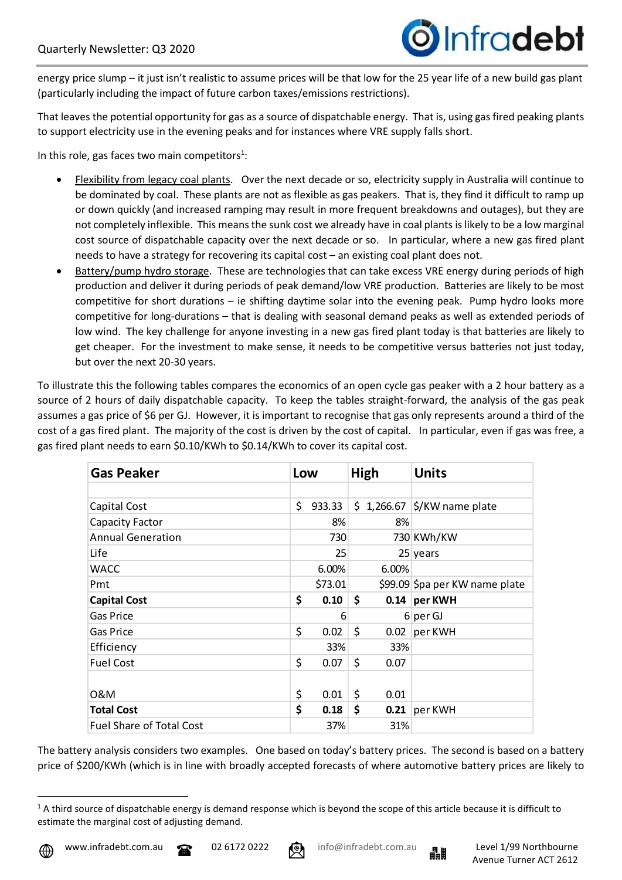energy price slump – it just isn't realistic to assume prices will be that low for the 25 year life of a new build gas plant (particularly including the impact of future carbon taxes/emissions restrictions).

That leaves the potential opportunity for gas as a source of dispatchable energy. That is, using gas fired peaking plants to support electricity use in the evening peaks and for instances where VRE supply falls short.

In this role, gas faces two main competitors[1]:

- Flexibility from legacy coal plants. Over the next decade or so, electricity supply in Australia will continue to be dominated by coal. These plants are not as flexible as gas peakers. That is, they find it difficult to ramp up or down quickly (and increased ramping may result in more frequent breakdowns and outages), but they are not completely inflexible. This means the sunk cost we already have in coal plants is likely to be a low marginal cost source of dispatchable capacity over the next decade or so. In particular, where a new gas fired plant needs to have a strategy for recovering its capital cost – an existing coal plant does not.
- Battery/pump hydro storage. These are technologies that can take excess VRE energy during periods of high production and deliver it during periods of peak demand/low VRE production. Batteries are likely to be most competitive for short durations – ie shifting daytime solar into the evening peak. Pump hydro looks more competitive for long-durations – that is dealing with seasonal demand peaks as well as extended periods of low wind. The key challenge for anyone investing in a new gas fired plant today is that batteries are likely to get cheaper. For the investment to make sense, it needs to be competitive versus batteries not just today, but over the next 20-30 years.

To illustrate this the following tables compares the economics of an open cycle gas peaker with a 2 hour battery as a source of 2 hours of daily dispatchable capacity. To keep the tables straight-forward, the analysis of the gas peak assumes a gas price of $6 per GJ. However, it is important to recognise that gas only represents around a third of the cost of a gas fired plant. The majority of the cost is driven by the cost of capital. In particular, even if gas was free, a gas fired plant needs to earn $0.10/KWh to $0.14/KWh to cover its capital cost.

| **Gas Peaker** | **Low** | **High** | **Units** |
|---|---|---|---|
| Capital Cost | $ 933.33 | $ 1,266.67 | $/KW name plate |
| Capacity Factor | 8% | 8% | |
| Annual Generation | 730 | 730 | KWh/KW |
| Life | 25 | 25 | years |
| WACC | 6.00% | 6.00% | |
| Pmt | $73.01 | $99.09 | $pa per KW name plate |
| **Capital Cost** | **$ 0.10** | **$ 0.14** | **per KWH** |
| Gas Price | 6 | 6 | per GJ |
| Gas Price | $ 0.02 | $ 0.02 | per KWH |
| Efficiency | 33% | 33% | |
| Fuel Cost | $ 0.07 | $ 0.07 | |
| O&M | $ 0.01 | $ 0.01 | |
| **Total Cost** | **$ 0.18** | **$ 0.21** | per KWH |
| Fuel Share of Total Cost | 37% | 31% | |

The battery analysis considers two examples. One based on today's battery prices. The second is based on a battery price of $200/KWh (which is in line with broadly accepted forecasts of where automotive battery prices are likely to

[1] A third source of dispatchable energy is demand response which is beyond the scope of this article because it is difficult to estimate the marginal cost of adjusting demand.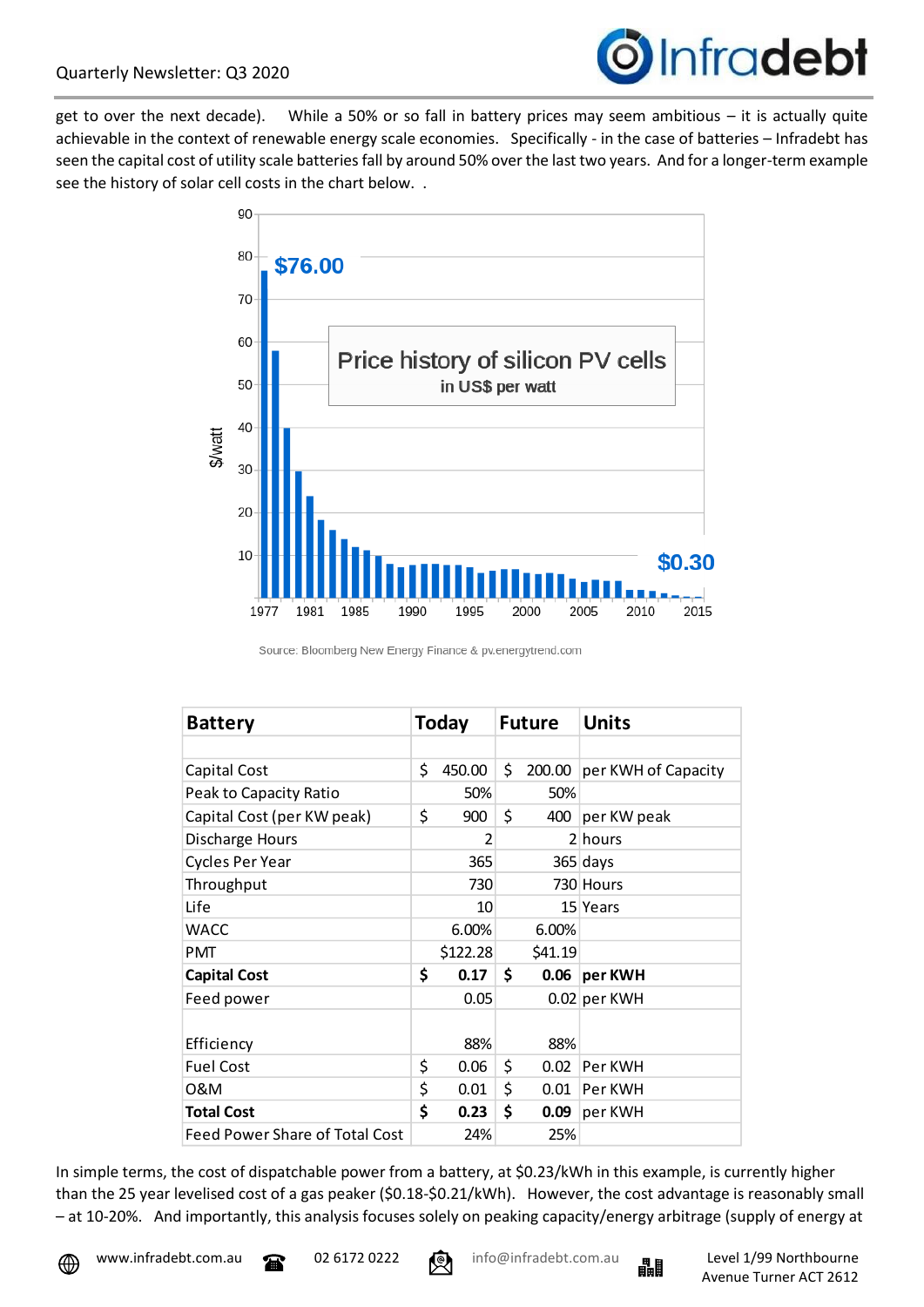get to over the next decade). While a 50% or so fall in battery prices may seem ambitious – it is actually quite achievable in the context of renewable energy scale economies. Specifically - in the case of batteries – Infradebt has seen the capital cost of utility scale batteries fall by around 50% over the last two years. And for a longer-term example see the history of solar cell costs in the chart below. .

Price history of silicon PV cells
in US$ per watt

$76.00

$0.30

Source: Bloomberg New Energy Finance & pv.energytrend.com

| Battery | Today | Future | Units |
|---|---|---|---|
| | | | |
| Capital Cost | $ 450.00 | $ 200.00 | per KWH of Capacity |
| Peak to Capacity Ratio | 50% | 50% | |
| Capital Cost (per KW peak) | $ 900 | $ 400 | per KW peak |
| Discharge Hours | 2 | 2 | hours |
| Cycles Per Year | 365 | 365 | days |
| Throughput | 730 | 730 | Hours |
| Life | 10 | 15 | Years |
| WACC | 6.00% | 6.00% | |
| PMT | $122.28 | $41.19 | |
| **Capital Cost** | **$ 0.17** | **$ 0.06** | **per KWH** |
| Feed power | 0.05 | 0.02 | per KWH |
| | | | |
| Efficiency | 88% | 88% | |
| Fuel Cost | $ 0.06 | $ 0.02 | Per KWH |
| O&M | $ 0.01 | $ 0.01 | Per KWH |
| **Total Cost** | **$ 0.23** | **$ 0.09** | per KWH |
| Feed Power Share of Total Cost | 24% | 25% | |

In simple terms, the cost of dispatchable power from a battery, at $0.23/kWh in this example, is currently higher than the 25 year levelised cost of a gas peaker ($0.18-$0.21/kWh). However, the cost advantage is reasonably small – at 10-20%. And importantly, this analysis focuses solely on peaking capacity/energy arbitrage (supply of energy at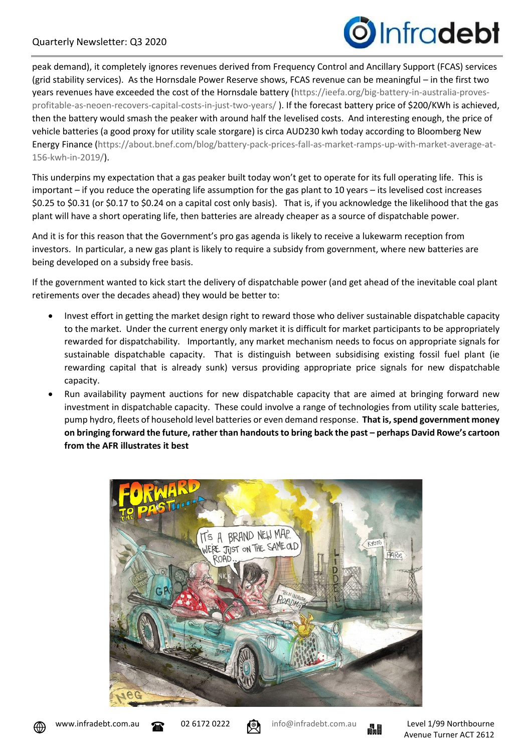peak demand), it completely ignores revenues derived from Frequency Control and Ancillary Support (FCAS) services (grid stability services). As the Hornsdale Power Reserve shows, FCAS revenue can be meaningful – in the first two years revenues have exceeded the cost of the Hornsdale battery (https://ieefa.org/big-battery-in-australia-proves-profitable-as-neoen-recovers-capital-costs-in-just-two-years/ ). If the forecast battery price of $200/KWh is achieved, then the battery would smash the peaker with around half the levelised costs. And interesting enough, the price of vehicle batteries (a good proxy for utility scale storgare) is circa AUD230 kwh today according to Bloomberg New Energy Finance (https://about.bnef.com/blog/battery-pack-prices-fall-as-market-ramps-up-with-market-average-at-156-kwh-in-2019/).

This underpins my expectation that a gas peaker built today won't get to operate for its full operating life. This is important – if you reduce the operating life assumption for the gas plant to 10 years – its levelised cost increases $0.25 to $0.31 (or $0.17 to $0.24 on a capital cost only basis). That is, if you acknowledge the likelihood that the gas plant will have a short operating life, then batteries are already cheaper as a source of dispatchable power.

And it is for this reason that the Government's pro gas agenda is likely to receive a lukewarm reception from investors. In particular, a new gas plant is likely to require a subsidy from government, where new batteries are being developed on a subsidy free basis.

If the government wanted to kick start the delivery of dispatchable power (and get ahead of the inevitable coal plant retirements over the decades ahead) they would be better to:

- Invest effort in getting the market design right to reward those who deliver sustainable dispatchable capacity to the market. Under the current energy only market it is difficult for market participants to be appropriately rewarded for dispatchability. Importantly, any market mechanism needs to focus on appropriate signals for sustainable dispatchable capacity. That is distinguish between subsidising existing fossil fuel plant (ie rewarding capital that is already sunk) versus providing appropriate price signals for new dispatchable capacity.
- Run availability payment auctions for new dispatchable capacity that are aimed at bringing forward new investment in dispatchable capacity. These could involve a range of technologies from utility scale batteries, pump hydro, fleets of household level batteries or even demand response. **That is, spend government money on bringing forward the future, rather than handouts to bring back the past – perhaps David Rowe's cartoon from the AFR illustrates it best**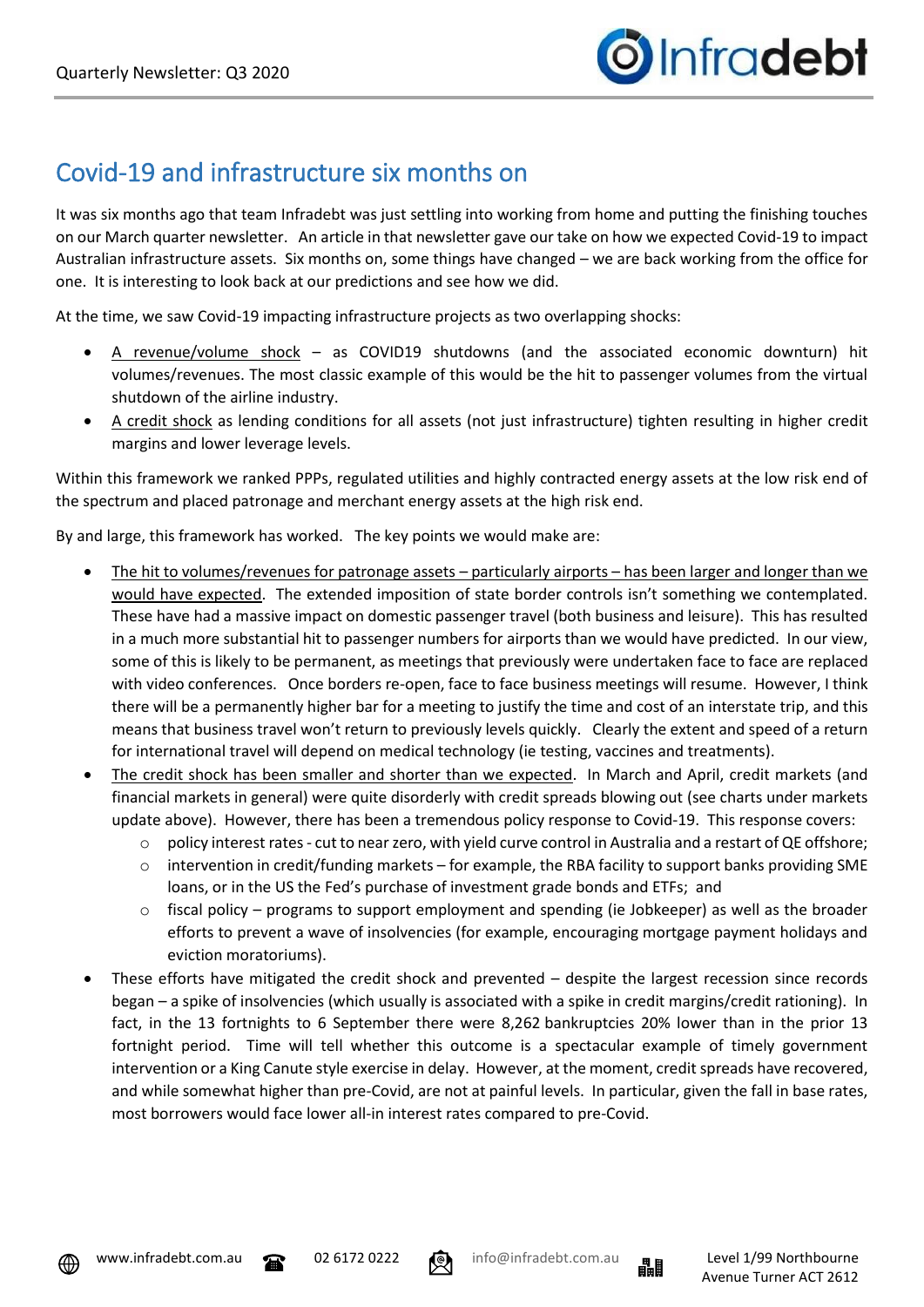## Covid-19 and infrastructure six months on

It was six months ago that team Infradebt was just settling into working from home and putting the finishing touches on our March quarter newsletter. An article in that newsletter gave our take on how we expected Covid-19 to impact Australian infrastructure assets. Six months on, some things have changed – we are back working from the office for one. It is interesting to look back at our predictions and see how we did.

At the time, we saw Covid-19 impacting infrastructure projects as two overlapping shocks:

- A revenue/volume shock – as COVID19 shutdowns (and the associated economic downturn) hit volumes/revenues. The most classic example of this would be the hit to passenger volumes from the virtual shutdown of the airline industry.
- A credit shock as lending conditions for all assets (not just infrastructure) tighten resulting in higher credit margins and lower leverage levels.

Within this framework we ranked PPPs, regulated utilities and highly contracted energy assets at the low risk end of the spectrum and placed patronage and merchant energy assets at the high risk end.

By and large, this framework has worked. The key points we would make are:

- The hit to volumes/revenues for patronage assets – particularly airports – has been larger and longer than we would have expected. The extended imposition of state border controls isn't something we contemplated. These have had a massive impact on domestic passenger travel (both business and leisure). This has resulted in a much more substantial hit to passenger numbers for airports than we would have predicted. In our view, some of this is likely to be permanent, as meetings that previously were undertaken face to face are replaced with video conferences. Once borders re-open, face to face business meetings will resume. However, I think there will be a permanently higher bar for a meeting to justify the time and cost of an interstate trip, and this means that business travel won't return to previously levels quickly. Clearly the extent and speed of a return for international travel will depend on medical technology (ie testing, vaccines and treatments).
- The credit shock has been smaller and shorter than we expected. In March and April, credit markets (and financial markets in general) were quite disorderly with credit spreads blowing out (see charts under markets update above). However, there has been a tremendous policy response to Covid-19. This response covers:
  - policy interest rates - cut to near zero, with yield curve control in Australia and a restart of QE offshore;
  - intervention in credit/funding markets – for example, the RBA facility to support banks providing SME loans, or in the US the Fed's purchase of investment grade bonds and ETFs; and
  - fiscal policy – programs to support employment and spending (ie Jobkeeper) as well as the broader efforts to prevent a wave of insolvencies (for example, encouraging mortgage payment holidays and eviction moratoriums).
- These efforts have mitigated the credit shock and prevented – despite the largest recession since records began – a spike of insolvencies (which usually is associated with a spike in credit margins/credit rationing). In fact, in the 13 fortnights to 6 September there were 8,262 bankruptcies 20% lower than in the prior 13 fortnight period. Time will tell whether this outcome is a spectacular example of timely government intervention or a King Canute style exercise in delay. However, at the moment, credit spreads have recovered, and while somewhat higher than pre-Covid, are not at painful levels. In particular, given the fall in base rates, most borrowers would face lower all-in interest rates compared to pre-Covid.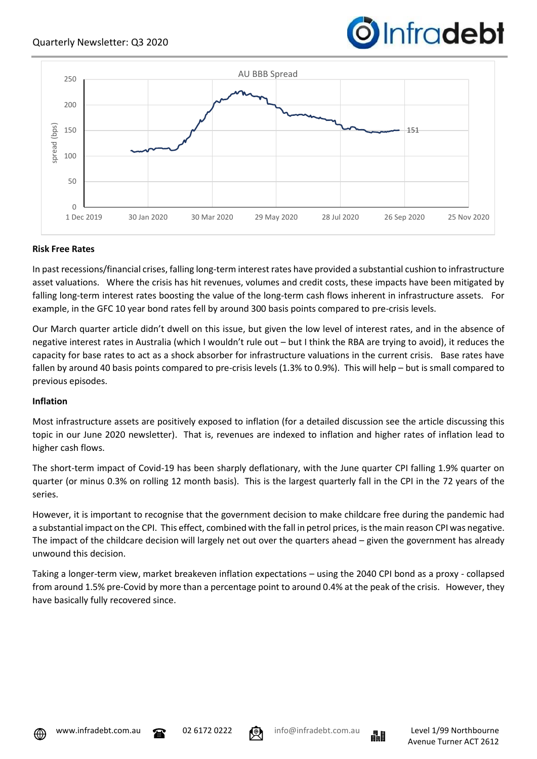AU BBB Spread

### Risk Free Rates

In past recessions/financial crises, falling long-term interest rates have provided a substantial cushion to infrastructure asset valuations. Where the crisis has hit revenues, volumes and credit costs, these impacts have been mitigated by falling long-term interest rates boosting the value of the long-term cash flows inherent in infrastructure assets. For example, in the GFC 10 year bond rates fell by around 300 basis points compared to pre-crisis levels.

Our March quarter article didn't dwell on this issue, but given the low level of interest rates, and in the absence of negative interest rates in Australia (which I wouldn't rule out – but I think the RBA are trying to avoid), it reduces the capacity for base rates to act as a shock absorber for infrastructure valuations in the current crisis. Base rates have fallen by around 40 basis points compared to pre-crisis levels (1.3% to 0.9%). This will help – but is small compared to previous episodes.

### Inflation

Most infrastructure assets are positively exposed to inflation (for a detailed discussion see the article discussing this topic in our June 2020 newsletter). That is, revenues are indexed to inflation and higher rates of inflation lead to higher cash flows.

The short-term impact of Covid-19 has been sharply deflationary, with the June quarter CPI falling 1.9% quarter on quarter (or minus 0.3% on rolling 12 month basis). This is the largest quarterly fall in the CPI in the 72 years of the series.

However, it is important to recognise that the government decision to make childcare free during the pandemic had a substantial impact on the CPI. This effect, combined with the fall in petrol prices, is the main reason CPI was negative. The impact of the childcare decision will largely net out over the quarters ahead – given the government has already unwound this decision.

Taking a longer-term view, market breakeven inflation expectations – using the 2040 CPI bond as a proxy - collapsed from around 1.5% pre-Covid by more than a percentage point to around 0.4% at the peak of the crisis. However, they have basically fully recovered since.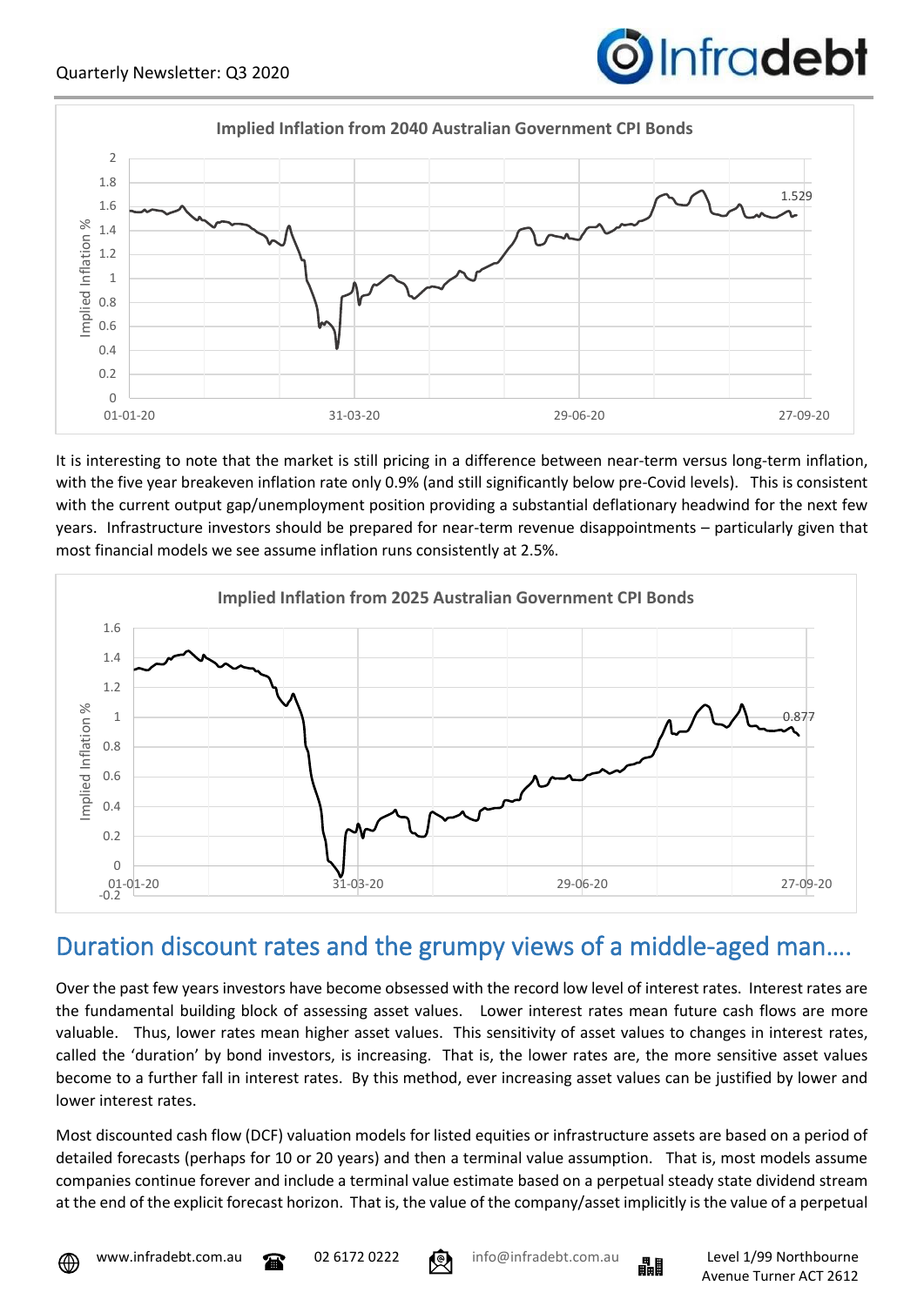**Implied Inflation from 2040 Australian Government CPI Bonds**

It is interesting to note that the market is still pricing in a difference between near-term versus long-term inflation, with the five year breakeven inflation rate only 0.9% (and still significantly below pre-Covid levels). This is consistent with the current output gap/unemployment position providing a substantial deflationary headwind for the next few years. Infrastructure investors should be prepared for near-term revenue disappointments – particularly given that most financial models we see assume inflation runs consistently at 2.5%.

**Implied Inflation from 2025 Australian Government CPI Bonds**

## Duration discount rates and the grumpy views of a middle-aged man….

Over the past few years investors have become obsessed with the record low level of interest rates. Interest rates are the fundamental building block of assessing asset values. Lower interest rates mean future cash flows are more valuable. Thus, lower rates mean higher asset values. This sensitivity of asset values to changes in interest rates, called the 'duration' by bond investors, is increasing. That is, the lower rates are, the more sensitive asset values become to a further fall in interest rates. By this method, ever increasing asset values can be justified by lower and lower interest rates.

Most discounted cash flow (DCF) valuation models for listed equities or infrastructure assets are based on a period of detailed forecasts (perhaps for 10 or 20 years) and then a terminal value assumption. That is, most models assume companies continue forever and include a terminal value estimate based on a perpetual steady state dividend stream at the end of the explicit forecast horizon. That is, the value of the company/asset implicitly is the value of a perpetual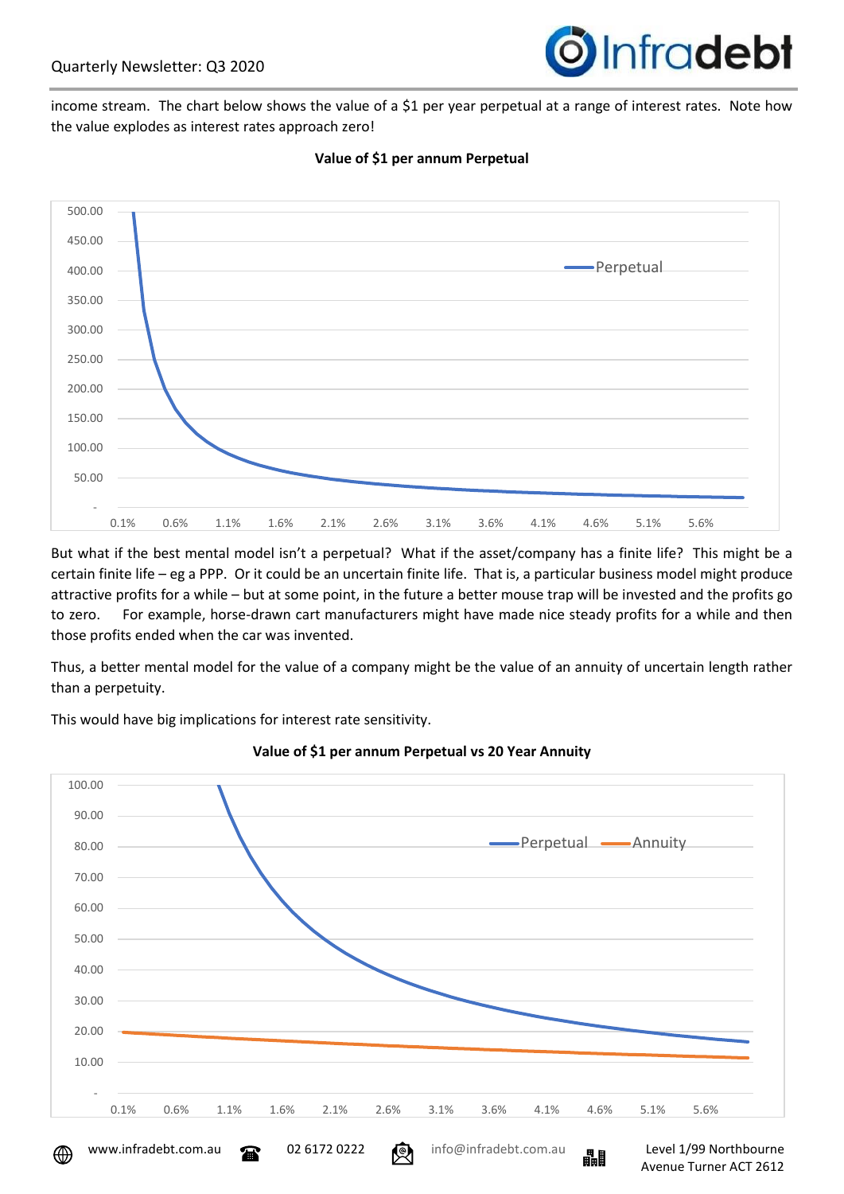income stream. The chart below shows the value of a $1 per year perpetual at a range of interest rates. Note how the value explodes as interest rates approach zero!

**Value of $1 per annum Perpetual**

But what if the best mental model isn't a perpetual? What if the asset/company has a finite life? This might be a certain finite life – eg a PPP. Or it could be an uncertain finite life. That is, a particular business model might produce attractive profits for a while – but at some point, in the future a better mouse trap will be invested and the profits go to zero. For example, horse-drawn cart manufacturers might have made nice steady profits for a while and then those profits ended when the car was invented.

Thus, a better mental model for the value of a company might be the value of an annuity of uncertain length rather than a perpetuity.

This would have big implications for interest rate sensitivity.

**Value of $1 per annum Perpetual vs 20 Year Annuity**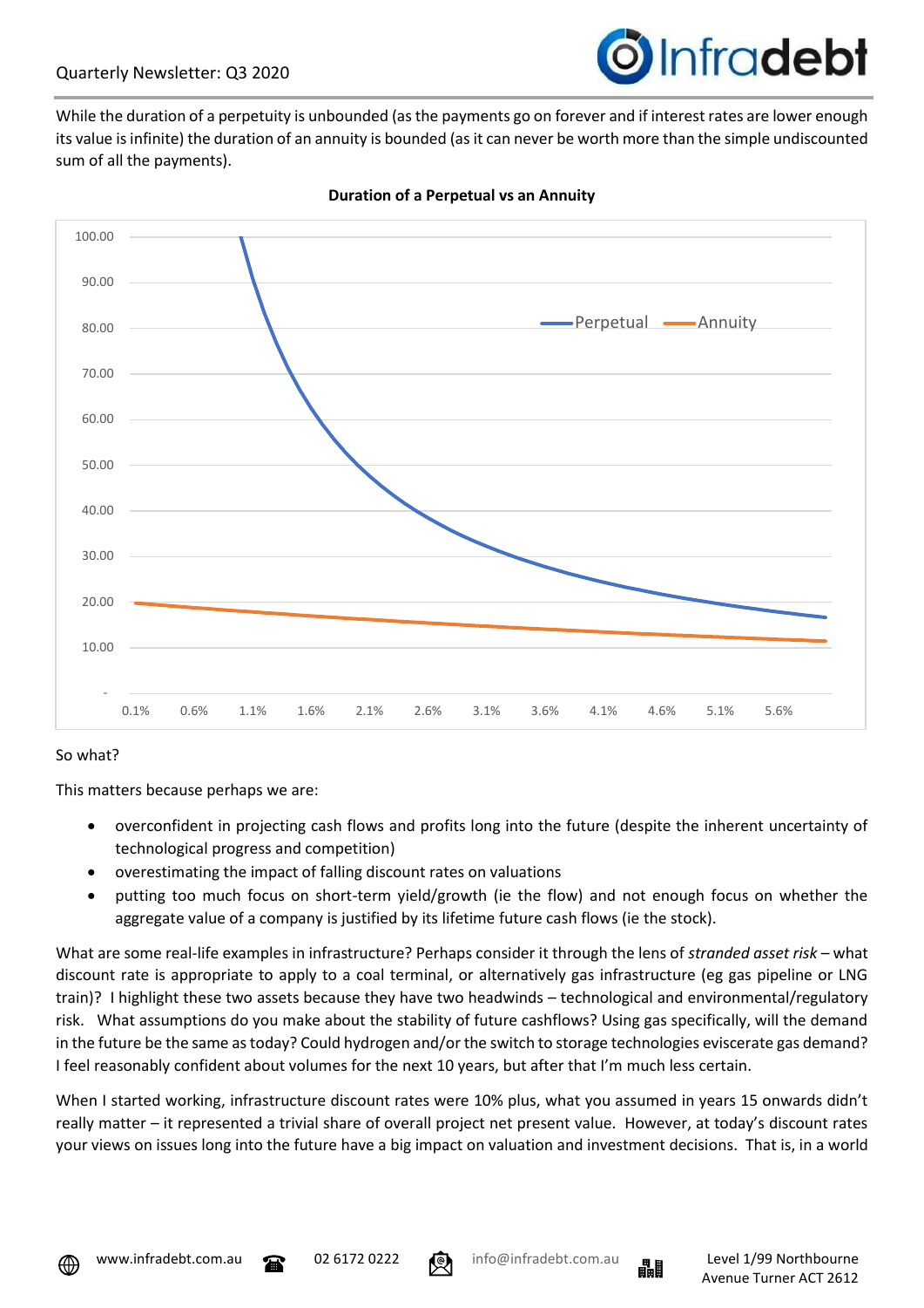While the duration of a perpetuity is unbounded (as the payments go on forever and if interest rates are lower enough its value is infinite) the duration of an annuity is bounded (as it can never be worth more than the simple undiscounted sum of all the payments).

**Duration of a Perpetual vs an Annuity**

So what?

This matters because perhaps we are:

- overconfident in projecting cash flows and profits long into the future (despite the inherent uncertainty of technological progress and competition)
- overestimating the impact of falling discount rates on valuations
- putting too much focus on short-term yield/growth (ie the flow) and not enough focus on whether the aggregate value of a company is justified by its lifetime future cash flows (ie the stock).

What are some real-life examples in infrastructure? Perhaps consider it through the lens of *stranded asset risk* – what discount rate is appropriate to apply to a coal terminal, or alternatively gas infrastructure (eg gas pipeline or LNG train)? I highlight these two assets because they have two headwinds – technological and environmental/regulatory risk. What assumptions do you make about the stability of future cashflows? Using gas specifically, will the demand in the future be the same as today? Could hydrogen and/or the switch to storage technologies eviscerate gas demand? I feel reasonably confident about volumes for the next 10 years, but after that I'm much less certain.

When I started working, infrastructure discount rates were 10% plus, what you assumed in years 15 onwards didn't really matter – it represented a trivial share of overall project net present value. However, at today's discount rates your views on issues long into the future have a big impact on valuation and investment decisions. That is, in a world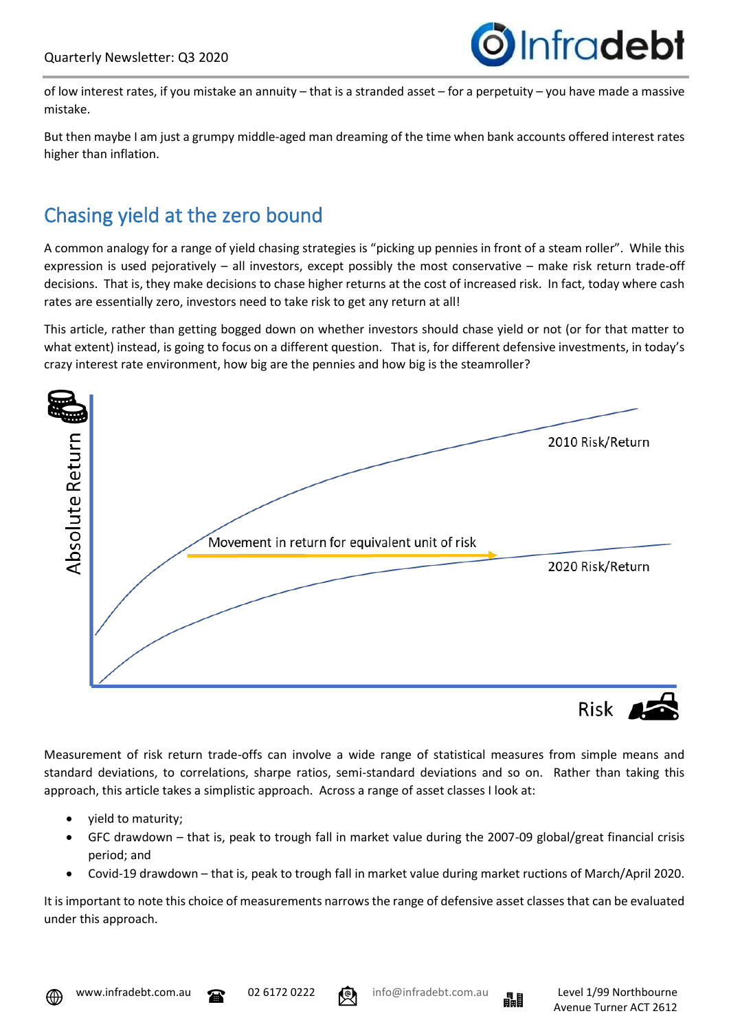of low interest rates, if you mistake an annuity – that is a stranded asset – for a perpetuity – you have made a massive mistake.

But then maybe I am just a grumpy middle-aged man dreaming of the time when bank accounts offered interest rates higher than inflation.

## Chasing yield at the zero bound

A common analogy for a range of yield chasing strategies is "picking up pennies in front of a steam roller". While this expression is used pejoratively – all investors, except possibly the most conservative – make risk return trade-off decisions. That is, they make decisions to chase higher returns at the cost of increased risk. In fact, today where cash rates are essentially zero, investors need to take risk to get any return at all!

This article, rather than getting bogged down on whether investors should chase yield or not (or for that matter to what extent) instead, is going to focus on a different question. That is, for different defensive investments, in today's crazy interest rate environment, how big are the pennies and how big is the steamroller?

Absolute Return

2010 Risk/Return

Movement in return for equivalent unit of risk

2020 Risk/Return

Risk

Measurement of risk return trade-offs can involve a wide range of statistical measures from simple means and standard deviations, to correlations, sharpe ratios, semi-standard deviations and so on. Rather than taking this approach, this article takes a simplistic approach. Across a range of asset classes I look at:

- yield to maturity;
- GFC drawdown – that is, peak to trough fall in market value during the 2007-09 global/great financial crisis period; and
- Covid-19 drawdown – that is, peak to trough fall in market value during market ructions of March/April 2020.

It is important to note this choice of measurements narrows the range of defensive asset classes that can be evaluated under this approach.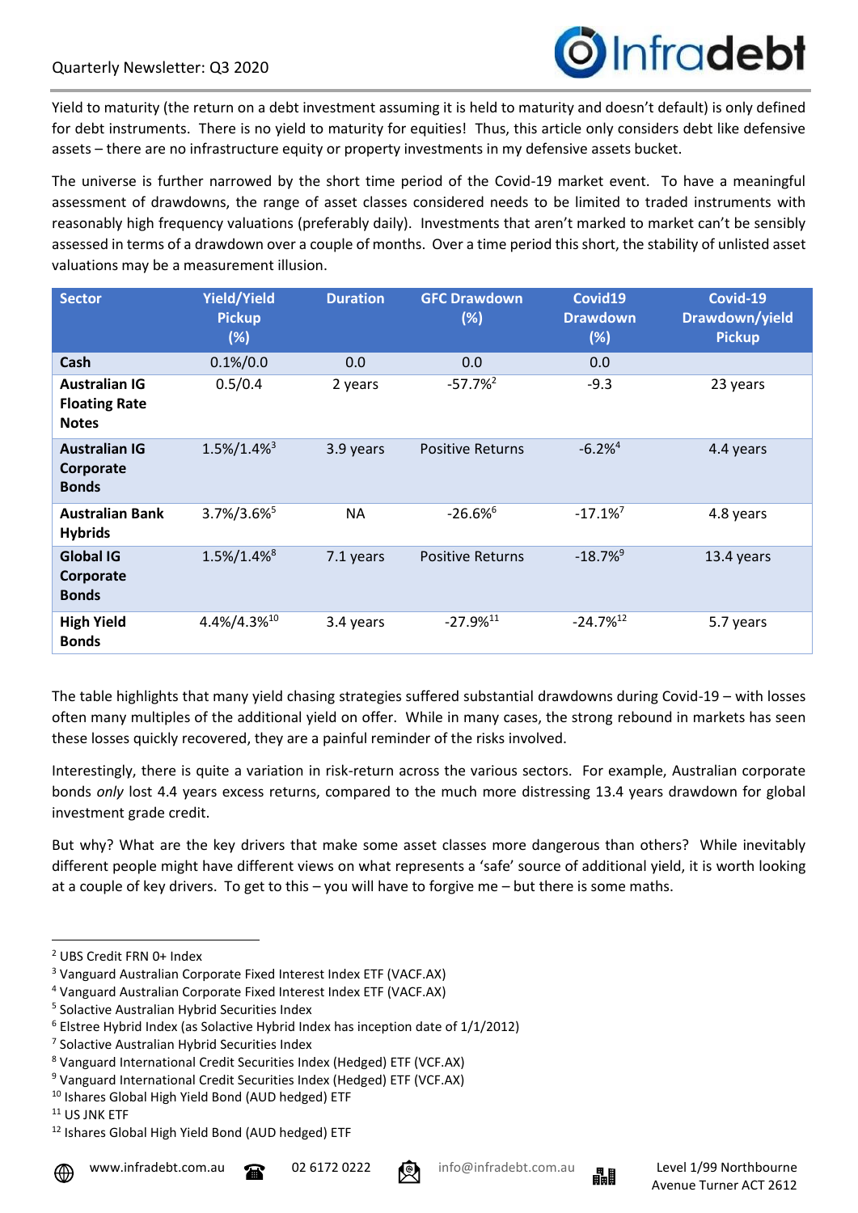Yield to maturity (the return on a debt investment assuming it is held to maturity and doesn't default) is only defined for debt instruments. There is no yield to maturity for equities! Thus, this article only considers debt like defensive assets – there are no infrastructure equity or property investments in my defensive assets bucket.

The universe is further narrowed by the short time period of the Covid-19 market event. To have a meaningful assessment of drawdowns, the range of asset classes considered needs to be limited to traded instruments with reasonably high frequency valuations (preferably daily). Investments that aren't marked to market can't be sensibly assessed in terms of a drawdown over a couple of months. Over a time period this short, the stability of unlisted asset valuations may be a measurement illusion.

| Sector | Yield/Yield Pickup (%) | Duration | GFC Drawdown (%) | Covid19 Drawdown (%) | Covid-19 Drawdown/yield Pickup |
|---|---|---|---|---|---|
| **Cash** | 0.1%/0.0 | 0.0 | 0.0 | 0.0 | |
| **Australian IG Floating Rate Notes** | 0.5/0.4 | 2 years | -57.7%[2] | -9.3 | 23 years |
| **Australian IG Corporate Bonds** | 1.5%/1.4%[3] | 3.9 years | Positive Returns | -6.2%[4] | 4.4 years |
| **Australian Bank Hybrids** | 3.7%/3.6%[5] | NA | -26.6%[6] | -17.1%[7] | 4.8 years |
| **Global IG Corporate Bonds** | 1.5%/1.4%[8] | 7.1 years | Positive Returns | -18.7%[9] | 13.4 years |
| **High Yield Bonds** | 4.4%/4.3%[10] | 3.4 years | -27.9%[11] | -24.7%[12] | 5.7 years |

The table highlights that many yield chasing strategies suffered substantial drawdowns during Covid-19 – with losses often many multiples of the additional yield on offer. While in many cases, the strong rebound in markets has seen these losses quickly recovered, they are a painful reminder of the risks involved.

Interestingly, there is quite a variation in risk-return across the various sectors. For example, Australian corporate bonds *only* lost 4.4 years excess returns, compared to the much more distressing 13.4 years drawdown for global investment grade credit.

But why? What are the key drivers that make some asset classes more dangerous than others? While inevitably different people might have different views on what represents a 'safe' source of additional yield, it is worth looking at a couple of key drivers. To get to this – you will have to forgive me – but there is some maths.

[2] UBS Credit FRN 0+ Index
[3] Vanguard Australian Corporate Fixed Interest Index ETF (VACF.AX)
[4] Vanguard Australian Corporate Fixed Interest Index ETF (VACF.AX)
[5] Solactive Australian Hybrid Securities Index
[6] Elstree Hybrid Index (as Solactive Hybrid Index has inception date of 1/1/2012)
[7] Solactive Australian Hybrid Securities Index
[8] Vanguard International Credit Securities Index (Hedged) ETF (VCF.AX)
[9] Vanguard International Credit Securities Index (Hedged) ETF (VCF.AX)
[10] Ishares Global High Yield Bond (AUD hedged) ETF
[11] US JNK ETF
[12] Ishares Global High Yield Bond (AUD hedged) ETF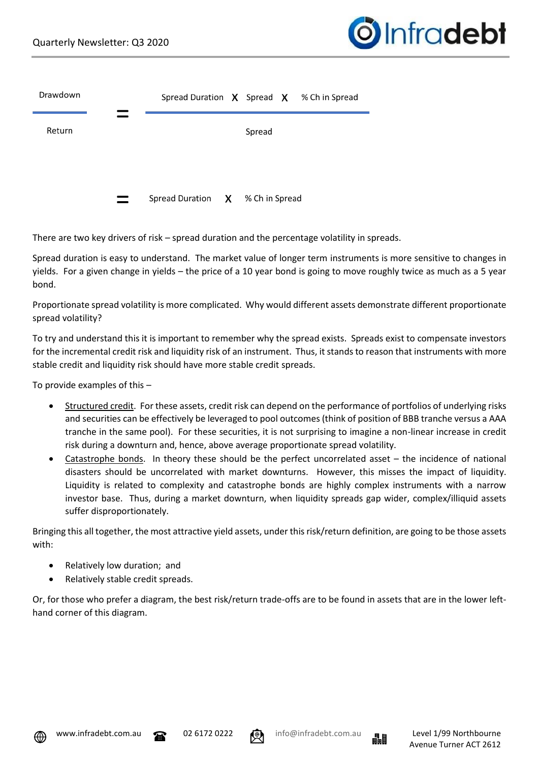$$\frac{\text{Drawdown}}{\text{Return}} = \frac{\text{Spread Duration} \times \text{Spread} \times \text{\% Ch in Spread}}{\text{Spread}}$$

$$= \text{Spread Duration} \times \text{\% Ch in Spread}$$

There are two key drivers of risk – spread duration and the percentage volatility in spreads.

Spread duration is easy to understand. The market value of longer term instruments is more sensitive to changes in yields. For a given change in yields – the price of a 10 year bond is going to move roughly twice as much as a 5 year bond.

Proportionate spread volatility is more complicated. Why would different assets demonstrate different proportionate spread volatility?

To try and understand this it is important to remember why the spread exists. Spreads exist to compensate investors for the incremental credit risk and liquidity risk of an instrument. Thus, it stands to reason that instruments with more stable credit and liquidity risk should have more stable credit spreads.

To provide examples of this –

- Structured credit. For these assets, credit risk can depend on the performance of portfolios of underlying risks and securities can be effectively be leveraged to pool outcomes (think of position of BBB tranche versus a AAA tranche in the same pool). For these securities, it is not surprising to imagine a non-linear increase in credit risk during a downturn and, hence, above average proportionate spread volatility.
- Catastrophe bonds. In theory these should be the perfect uncorrelated asset – the incidence of national disasters should be uncorrelated with market downturns. However, this misses the impact of liquidity. Liquidity is related to complexity and catastrophe bonds are highly complex instruments with a narrow investor base. Thus, during a market downturn, when liquidity spreads gap wider, complex/illiquid assets suffer disproportionately.

Bringing this all together, the most attractive yield assets, under this risk/return definition, are going to be those assets with:

- Relatively low duration; and
- Relatively stable credit spreads.

Or, for those who prefer a diagram, the best risk/return trade-offs are to be found in assets that are in the lower left-hand corner of this diagram.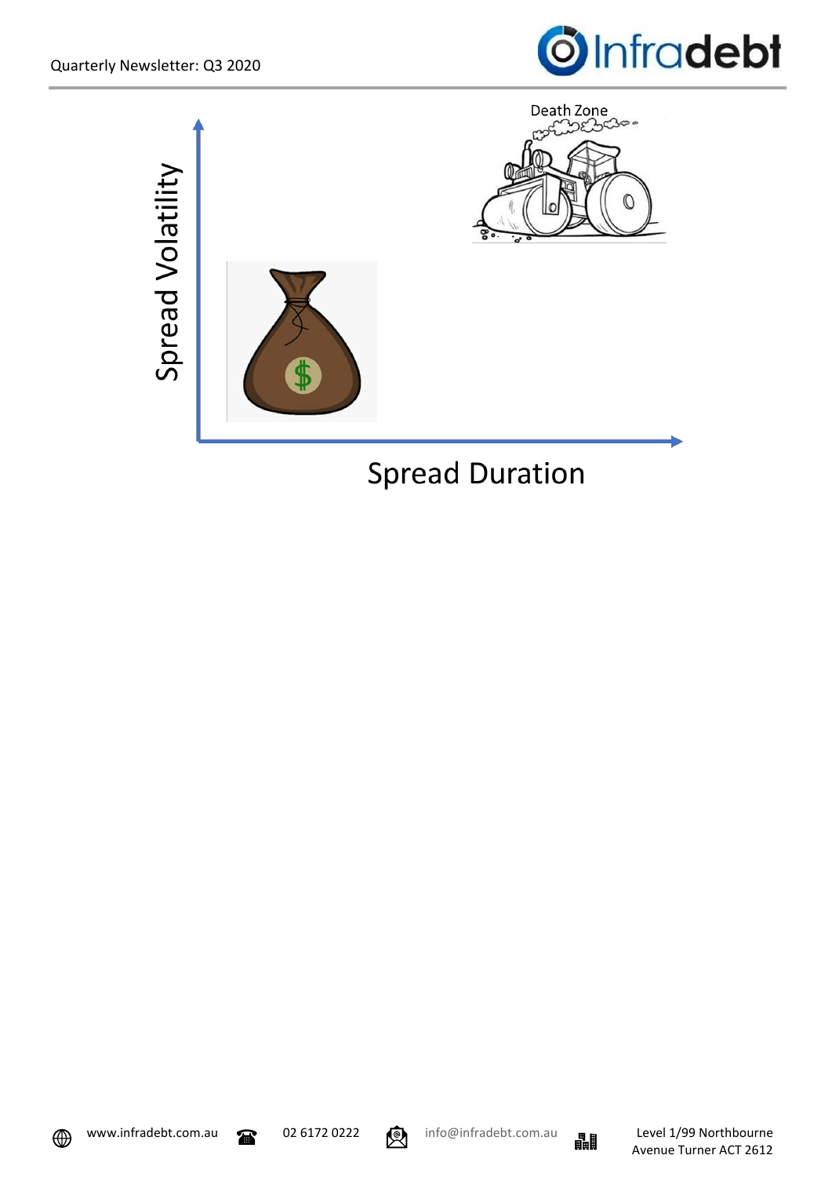Death Zone

Spread Volatility

Spread Duration